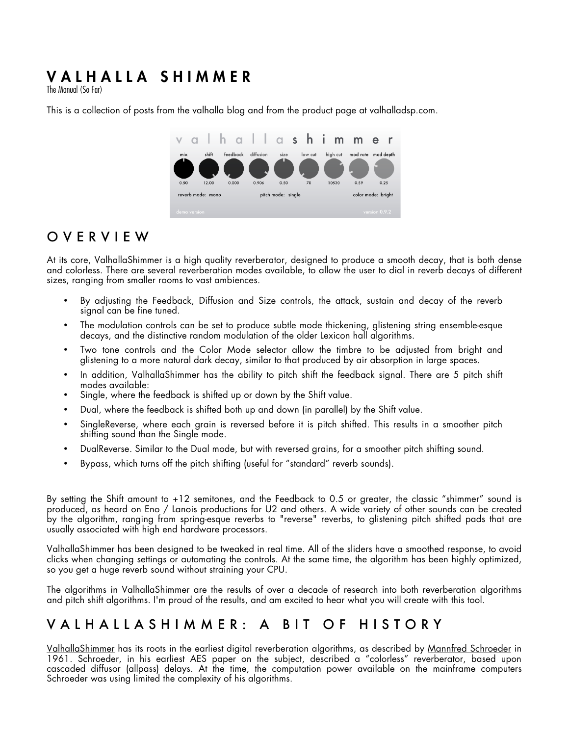# VALHALLA SHIMMER

The Manual (So Far)

This is a collection of posts from the valhalla blog and from the product page at valhalladsp.com.

## OVERVIEW

At its core, ValhallaShimmer is a high quality reverberator, designed to produce a smooth decay, that is both dense and colorless. There are several reverberation modes available, to allow the user to dial in reverb decays of different sizes, ranging from smaller rooms to vast ambiences.

- By adjusting the Feedback, Diffusion and Size controls, the attack, sustain and decay of the reverb signal can be fine tuned.
- The modulation controls can be set to produce subtle mode thickening, glistening string ensemble-esque decays, and the distinctive random modulation of the older Lexicon hall algorithms.
- Two tone controls and the Color Mode selector allow the timbre to be adjusted from bright and glistening to a more natural dark decay, similar to that produced by air absorption in large spaces.
- In addition, ValhallaShimmer has the ability to pitch shift the feedback signal. There are 5 pitch shift modes available:
- Single, where the feedback is shifted up or down by the Shift value.
- Dual, where the feedback is shifted both up and down (in parallel) by the Shift value.
- SingleReverse, where each grain is reversed before it is pitch shifted. This results in a smoother pitch shifting sound than the Single mode.
- DualReverse. Similar to the Dual mode, but with reversed grains, for a smoother pitch shifting sound.
- Bypass, which turns off the pitch shifting (useful for "standard" reverb sounds).

By setting the Shift amount to +12 semitones, and the Feedback to 0.5 or greater, the classic "shimmer" sound is produced, as heard on Eno / Lanois productions for U2 and others. A wide variety of other sounds can be created by the algorithm, ranging from spring-esque reverbs to "reverse" reverbs, to glistening pitch shifted pads that are usually associated with high end hardware processors.

ValhallaShimmer has been designed to be tweaked in real time. All of the sliders have a smoothed response, to avoid clicks when changing settings or automating the controls. At the same time, the algorithm has been highly optimized, so you get a huge reverb sound without straining your CPU.

The algorithms in ValhallaShimmer are the results of over a decade of research into both reverberation algorithms and pitch shift algorithms. I'm proud of the results, and am excited to hear what you will create with this tool.

## VALHALLASHIMMER: A BIT OF HISTORY

ValhallaShimmer has its roots in the earliest digital reverberation algorithms, as described by Mannfred Schroeder in 1961. Schroeder, in his earliest AES paper on the subject, described a "colorless" reverberator, based upon cascaded diffusor (allpass) delays. At the time, the computation power available on the mainframe computers Schroeder was using limited the complexity of his algorithms.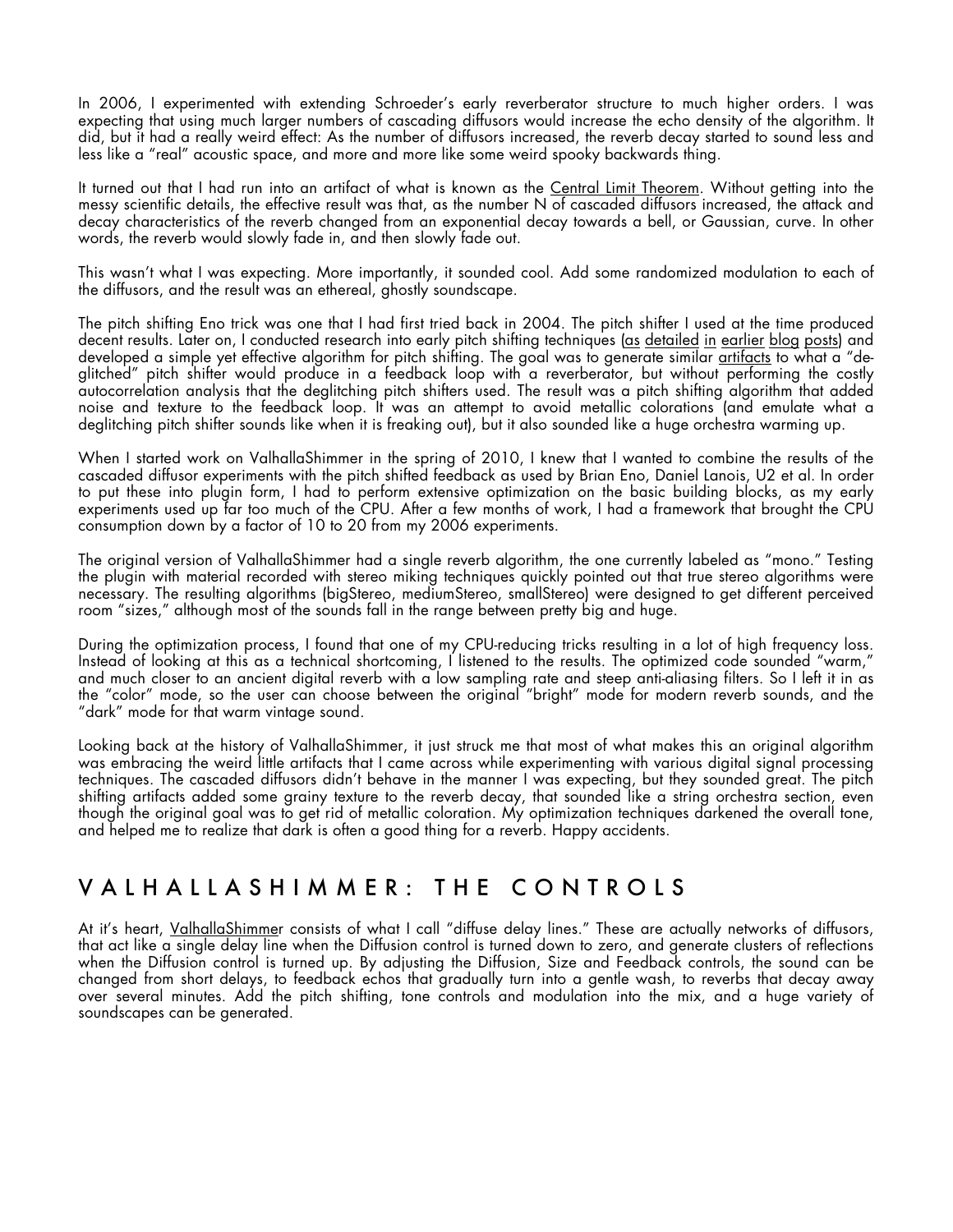In 2006, I experimented with extending Schroeder's early reverberator structure to much higher orders. I was expecting that using much larger numbers of cascading diffusors would increase the echo density of the algorithm. It did, but it had a really weird effect: As the number of diffusors increased, the reverb decay started to sound less and less like a "real" acoustic space, and more and more like some weird spooky backwards thing.

It turned out that I had run into an artifact of what is known as the Central Limit Theorem. Without getting into the messy scientific details, the effective result was that, as the number N of cascaded diffusors increased, the attack and decay characteristics of the reverb changed from an exponential decay towards a bell, or Gaussian, curve. In other words, the reverb would slowly fade in, and then slowly fade out.

This wasn't what I was expecting. More importantly, it sounded cool. Add some randomized modulation to each of the diffusors, and the result was an ethereal, ghostly soundscape.

The pitch shifting Eno trick was one that I had first tried back in 2004. The pitch shifter I used at the time produced decent results. Later on, I conducted research into early pitch shifting techniques (as detailed in earlier blog posts) and developed a simple yet effective algorithm for pitch shifting. The goal was to generate similar artifacts to what a "de-glitched" pitch shifter would produce in a feedback loop with a reverberator, but without performing the costly autocorrelation analysis that the deglitching pitch shifters used. The result was a pitch shifting algorithm that added noise and texture to the feedback loop. It was an attempt to avoid metallic colorations (and emulate what a deglitching pitch shifter sounds like when it is freaking out), but it also sounded like a huge orchestra warming up.

When I started work on ValhallaShimmer in the spring of 2010, I knew that I wanted to combine the results of the cascaded diffusor experiments with the pitch shifted feedback as used by Brian Eno, Daniel Lanois, U2 et al. In order to put these into plugin form, I had to perform extensive optimization on the basic building blocks, as my early experiments used up far too much of the CPU. After a few months of work, I had a framework that brought the CPU consumption down by a factor of 10 to 20 from my 2006 experiments.

The original version of ValhallaShimmer had a single reverb algorithm, the one currently labeled as "mono." Testing the plugin with material recorded with stereo miking techniques quickly pointed out that true stereo algorithms were necessary. The resulting algorithms (bigStereo, mediumStereo, smallStereo) were designed to get different perceived room "sizes," although most of the sounds fall in the range between pretty big and huge.

During the optimization process, I found that one of my CPU-reducing tricks resulting in a lot of high frequency loss. Instead of looking at this as a technical shortcoming, I listened to the results. The optimized code sounded "warm," and much closer to an ancient digital reverb with a low sampling rate and steep anti-aliasing filters. So I left it in as the "color" mode, so the user can choose between the original "bright" mode for modern reverb sounds, and the "dark" mode for that warm vintage sound.

Looking back at the history of ValhallaShimmer, it just struck me that most of what makes this an original algorithm was embracing the weird little artifacts that I came across while experimenting with various digital signal processing techniques. The cascaded diffusors didn't behave in the manner I was expecting, but they sounded great. The pitch shifting artifacts added some grainy texture to the reverb decay, that sounded like a string orchestra section, even though the original goal was to get rid of metallic coloration. My optimization techniques darkened the overall tone, and helped me to realize that dark is often a good thing for a reverb. Happy accidents.

## VALHALLASHIMMER: THE CONTROLS

At it's heart, ValhallaShimmer consists of what I call "diffuse delay lines." These are actually networks of diffusors, that act like a single delay line when the Diffusion control is turned down to zero, and generate clusters of reflections when the Diffusion control is turned up. By adjusting the Diffusion, Size and Feedback controls, the sound can be changed from short delays, to feedback echos that gradually turn into a gentle wash, to reverbs that decay away over several minutes. Add the pitch shifting, tone controls and modulation into the mix, and a huge variety of soundscapes can be generated.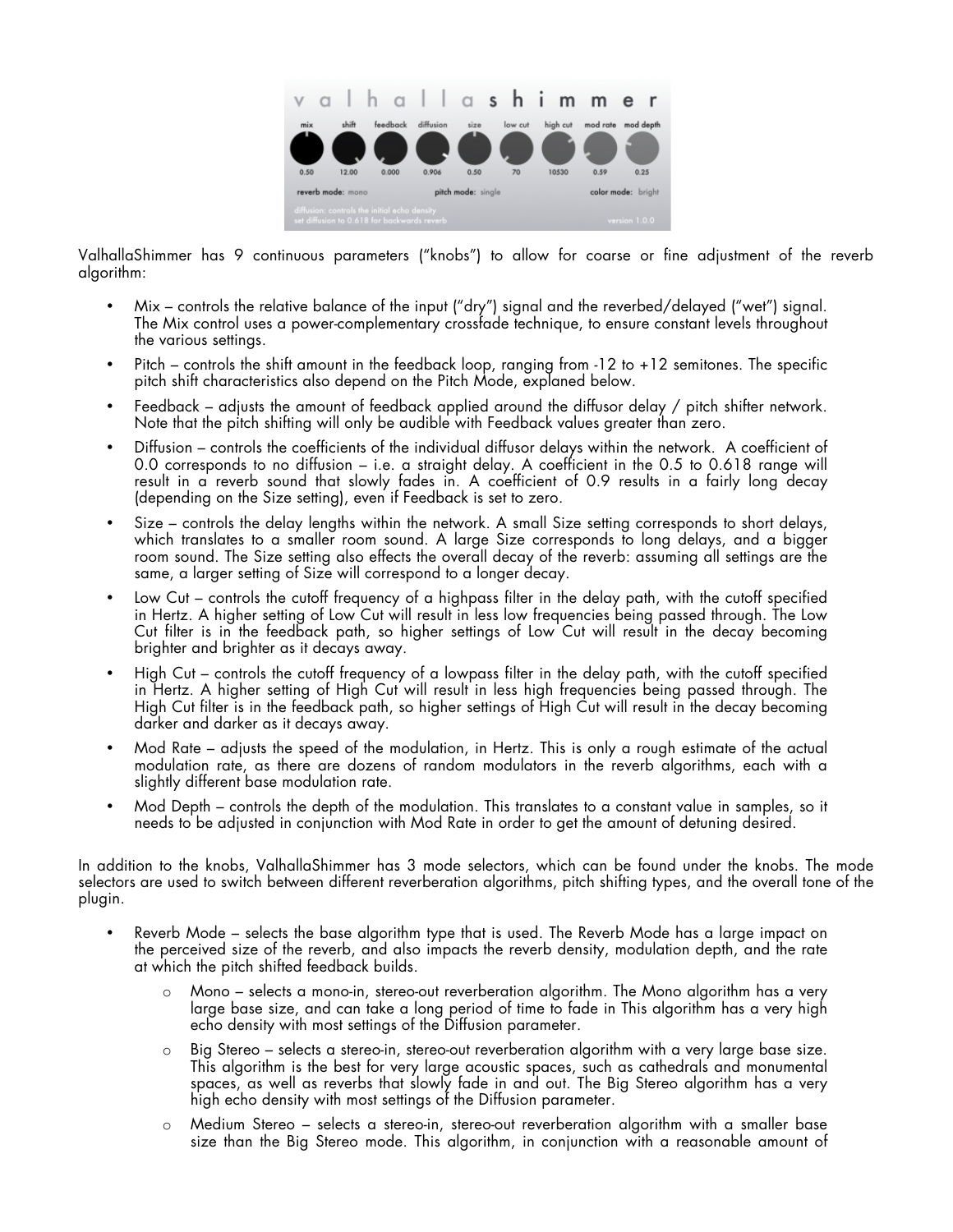ValhallaShimmer has 9 continuous parameters ("knobs") to allow for coarse or fine adjustment of the reverb algorithm:

- Mix – controls the relative balance of the input ("dry") signal and the reverbed/delayed ("wet") signal. The Mix control uses a power-complementary crossfade technique, to ensure constant levels throughout the various settings.
- Pitch – controls the shift amount in the feedback loop, ranging from -12 to +12 semitones. The specific pitch shift characteristics also depend on the Pitch Mode, explaned below.
- Feedback – adjusts the amount of feedback applied around the diffusor delay / pitch shifter network. Note that the pitch shifting will only be audible with Feedback values greater than zero.
- Diffusion – controls the coefficients of the individual diffusor delays within the network. A coefficient of 0.0 corresponds to no diffusion – i.e. a straight delay. A coefficient in the 0.5 to 0.618 range will result in a reverb sound that slowly fades in. A coefficient of 0.9 results in a fairly long decay (depending on the Size setting), even if Feedback is set to zero.
- Size – controls the delay lengths within the network. A small Size setting corresponds to short delays, which translates to a smaller room sound. A large Size corresponds to long delays, and a bigger room sound. The Size setting also effects the overall decay of the reverb: assuming all settings are the same, a larger setting of Size will correspond to a longer decay.
- Low Cut – controls the cutoff frequency of a highpass filter in the delay path, with the cutoff specified in Hertz. A higher setting of Low Cut will result in less low frequencies being passed through. The Low Cut filter is in the feedback path, so higher settings of Low Cut will result in the decay becoming brighter and brighter as it decays away.
- High Cut – controls the cutoff frequency of a lowpass filter in the delay path, with the cutoff specified in Hertz. A higher setting of High Cut will result in less high frequencies being passed through. The High Cut filter is in the feedback path, so higher settings of High Cut will result in the decay becoming darker and darker as it decays away.
- Mod Rate – adjusts the speed of the modulation, in Hertz. This is only a rough estimate of the actual modulation rate, as there are dozens of random modulators in the reverb algorithms, each with a slightly different base modulation rate.
- Mod Depth – controls the depth of the modulation. This translates to a constant value in samples, so it needs to be adjusted in conjunction with Mod Rate in order to get the amount of detuning desired.

In addition to the knobs, ValhallaShimmer has 3 mode selectors, which can be found under the knobs. The mode selectors are used to switch between different reverberation algorithms, pitch shifting types, and the overall tone of the plugin.

- Reverb Mode – selects the base algorithm type that is used. The Reverb Mode has a large impact on the perceived size of the reverb, and also impacts the reverb density, modulation depth, and the rate at which the pitch shifted feedback builds.
  - Mono – selects a mono-in, stereo-out reverberation algorithm. The Mono algorithm has a very large base size, and can take a long period of time to fade in This algorithm has a very high echo density with most settings of the Diffusion parameter.
  - Big Stereo – selects a stereo-in, stereo-out reverberation algorithm with a very large base size. This algorithm is the best for very large acoustic spaces, such as cathedrals and monumental spaces, as well as reverbs that slowly fade in and out. The Big Stereo algorithm has a very high echo density with most settings of the Diffusion parameter.
  - Medium Stereo – selects a stereo-in, stereo-out reverberation algorithm with a smaller base size than the Big Stereo mode. This algorithm, in conjunction with a reasonable amount of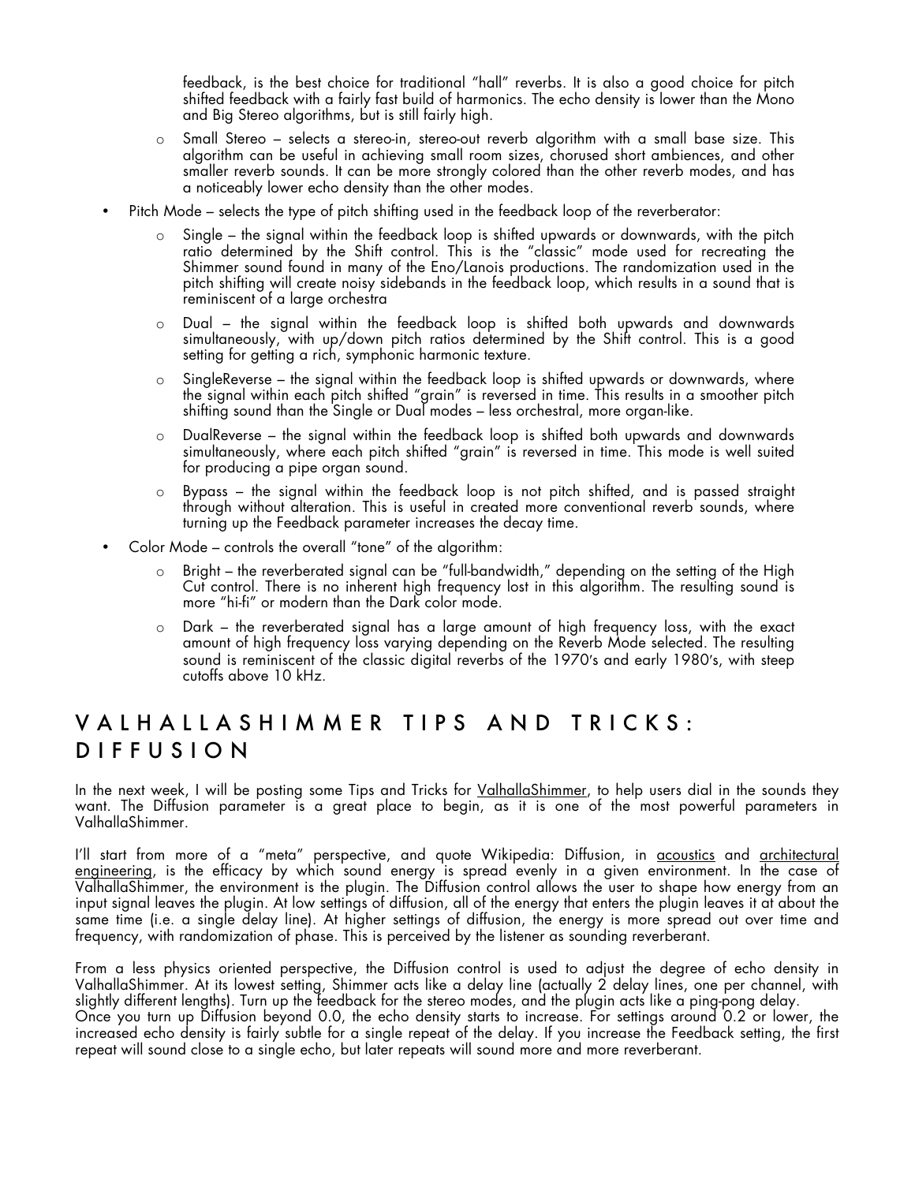feedback, is the best choice for traditional "hall" reverbs. It is also a good choice for pitch shifted feedback with a fairly fast build of harmonics. The echo density is lower than the Mono and Big Stereo algorithms, but is still fairly high.

  - Small Stereo – selects a stereo-in, stereo-out reverb algorithm with a small base size. This algorithm can be useful in achieving small room sizes, chorused short ambiences, and other smaller reverb sounds. It can be more strongly colored than the other reverb modes, and has a noticeably lower echo density than the other modes.

- Pitch Mode – selects the type of pitch shifting used in the feedback loop of the reverberator:
  - Single – the signal within the feedback loop is shifted upwards or downwards, with the pitch ratio determined by the Shift control. This is the "classic" mode used for recreating the Shimmer sound found in many of the Eno/Lanois productions. The randomization used in the pitch shifting will create noisy sidebands in the feedback loop, which results in a sound that is reminiscent of a large orchestra
  - Dual – the signal within the feedback loop is shifted both upwards and downwards simultaneously, with up/down pitch ratios determined by the Shift control. This is a good setting for getting a rich, symphonic harmonic texture.
  - SingleReverse – the signal within the feedback loop is shifted upwards or downwards, where the signal within each pitch shifted "grain" is reversed in time. This results in a smoother pitch shifting sound than the Single or Dual modes – less orchestral, more organ-like.
  - DualReverse – the signal within the feedback loop is shifted both upwards and downwards simultaneously, where each pitch shifted "grain" is reversed in time. This mode is well suited for producing a pipe organ sound.
  - Bypass – the signal within the feedback loop is not pitch shifted, and is passed straight through without alteration. This is useful in created more conventional reverb sounds, where turning up the Feedback parameter increases the decay time.

- Color Mode – controls the overall "tone" of the algorithm:
  - Bright – the reverberated signal can be "full-bandwidth," depending on the setting of the High Cut control. There is no inherent high frequency lost in this algorithm. The resulting sound is more "hi-fi" or modern than the Dark color mode.
  - Dark – the reverberated signal has a large amount of high frequency loss, with the exact amount of high frequency loss varying depending on the Reverb Mode selected. The resulting sound is reminiscent of the classic digital reverbs of the 1970's and early 1980's, with steep cutoffs above 10 kHz.

# VALHALLASHIMMER TIPS AND TRICKS: DIFFUSION

In the next week, I will be posting some Tips and Tricks for ValhallaShimmer, to help users dial in the sounds they want. The Diffusion parameter is a great place to begin, as it is one of the most powerful parameters in ValhallaShimmer.

I'll start from more of a "meta" perspective, and quote Wikipedia: Diffusion, in acoustics and architectural engineering, is the efficacy by which sound energy is spread evenly in a given environment. In the case of ValhallaShimmer, the environment is the plugin. The Diffusion control allows the user to shape how energy from an input signal leaves the plugin. At low settings of diffusion, all of the energy that enters the plugin leaves it at about the same time (i.e. a single delay line). At higher settings of diffusion, the energy is more spread out over time and frequency, with randomization of phase. This is perceived by the listener as sounding reverberant.

From a less physics oriented perspective, the Diffusion control is used to adjust the degree of echo density in ValhallaShimmer. At its lowest setting, Shimmer acts like a delay line (actually 2 delay lines, one per channel, with slightly different lengths). Turn up the feedback for the stereo modes, and the plugin acts like a ping-pong delay.
Once you turn up Diffusion beyond 0.0, the echo density starts to increase. For settings around 0.2 or lower, the increased echo density is fairly subtle for a single repeat of the delay. If you increase the Feedback setting, the first repeat will sound close to a single echo, but later repeats will sound more and more reverberant.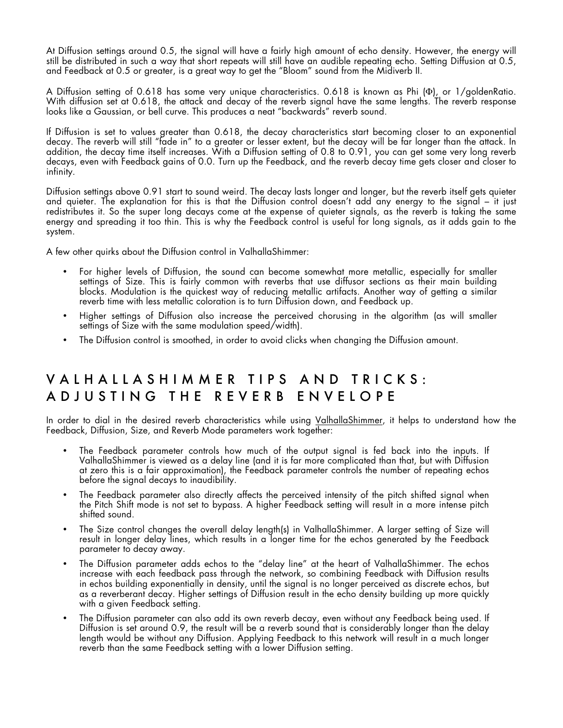At Diffusion settings around 0.5, the signal will have a fairly high amount of echo density. However, the energy will still be distributed in such a way that short repeats will still have an audible repeating echo. Setting Diffusion at 0.5, and Feedback at 0.5 or greater, is a great way to get the "Bloom" sound from the Midiverb II.

A Diffusion setting of 0.618 has some very unique characteristics. 0.618 is known as Phi (Φ), or 1/goldenRatio. With diffusion set at 0.618, the attack and decay of the reverb signal have the same lengths. The reverb response looks like a Gaussian, or bell curve. This produces a neat "backwards" reverb sound.

If Diffusion is set to values greater than 0.618, the decay characteristics start becoming closer to an exponential decay. The reverb will still "fade in" to a greater or lesser extent, but the decay will be far longer than the attack. In addition, the decay time itself increases. With a Diffusion setting of 0.8 to 0.91, you can get some very long reverb decays, even with Feedback gains of 0.0. Turn up the Feedback, and the reverb decay time gets closer and closer to infinity.

Diffusion settings above 0.91 start to sound weird. The decay lasts longer and longer, but the reverb itself gets quieter and quieter. The explanation for this is that the Diffusion control doesn't add any energy to the signal – it just redistributes it. So the super long decays come at the expense of quieter signals, as the reverb is taking the same energy and spreading it too thin. This is why the Feedback control is useful for long signals, as it adds gain to the system.

A few other quirks about the Diffusion control in ValhallaShimmer:

- For higher levels of Diffusion, the sound can become somewhat more metallic, especially for smaller settings of Size. This is fairly common with reverbs that use diffusor sections as their main building blocks. Modulation is the quickest way of reducing metallic artifacts. Another way of getting a similar reverb time with less metallic coloration is to turn Diffusion down, and Feedback up.
- Higher settings of Diffusion also increase the perceived chorusing in the algorithm (as will smaller settings of Size with the same modulation speed/width).
- The Diffusion control is smoothed, in order to avoid clicks when changing the Diffusion amount.

# VALHALLASHIMMER TIPS AND TRICKS: ADJUSTING THE REVERB ENVELOPE

In order to dial in the desired reverb characteristics while using ValhallaShimmer, it helps to understand how the Feedback, Diffusion, Size, and Reverb Mode parameters work together:

- The Feedback parameter controls how much of the output signal is fed back into the inputs. If ValhallaShimmer is viewed as a delay line (and it is far more complicated than that, but with Diffusion at zero this is a fair approximation), the Feedback parameter controls the number of repeating echos before the signal decays to inaudibility.
- The Feedback parameter also directly affects the perceived intensity of the pitch shifted signal when the Pitch Shift mode is not set to bypass. A higher Feedback setting will result in a more intense pitch shifted sound.
- The Size control changes the overall delay length(s) in ValhallaShimmer. A larger setting of Size will result in longer delay lines, which results in a longer time for the echos generated by the Feedback parameter to decay away.
- The Diffusion parameter adds echos to the "delay line" at the heart of ValhallaShimmer. The echos increase with each feedback pass through the network, so combining Feedback with Diffusion results in echos building exponentially in density, until the signal is no longer perceived as discrete echos, but as a reverberant decay. Higher settings of Diffusion result in the echo density building up more quickly with a given Feedback setting.
- The Diffusion parameter can also add its own reverb decay, even without any Feedback being used. If Diffusion is set around 0.9, the result will be a reverb sound that is considerably longer than the delay length would be without any Diffusion. Applying Feedback to this network will result in a much longer reverb than the same Feedback setting with a lower Diffusion setting.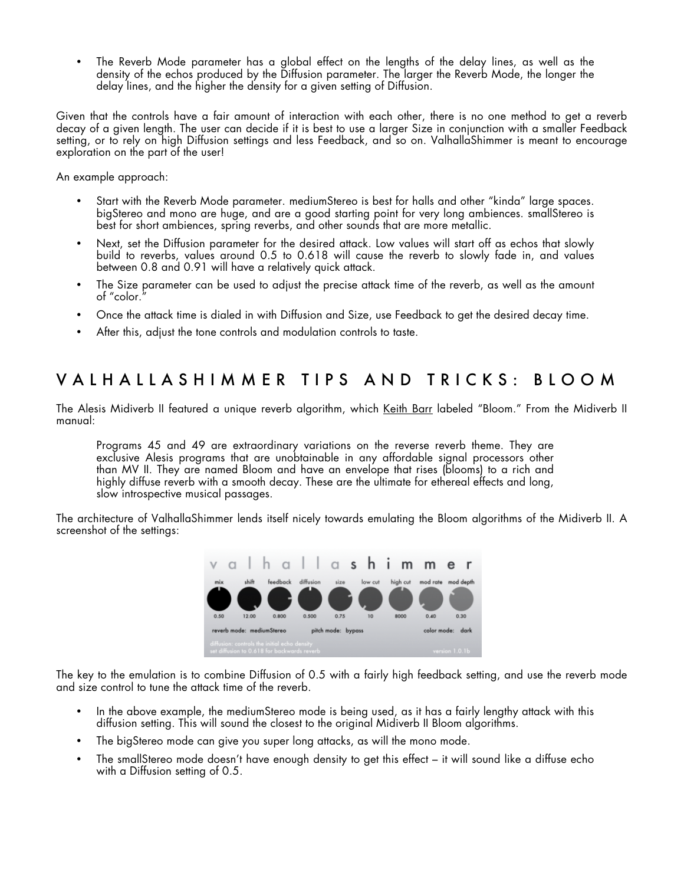- The Reverb Mode parameter has a global effect on the lengths of the delay lines, as well as the density of the echos produced by the Diffusion parameter. The larger the Reverb Mode, the longer the delay lines, and the higher the density for a given setting of Diffusion.

Given that the controls have a fair amount of interaction with each other, there is no one method to get a reverb decay of a given length. The user can decide if it is best to use a larger Size in conjunction with a smaller Feedback setting, or to rely on high Diffusion settings and less Feedback, and so on. ValhallaShimmer is meant to encourage exploration on the part of the user!

An example approach:

- Start with the Reverb Mode parameter. mediumStereo is best for halls and other "kinda" large spaces. bigStereo and mono are huge, and are a good starting point for very long ambiences. smallStereo is best for short ambiences, spring reverbs, and other sounds that are more metallic.
- Next, set the Diffusion parameter for the desired attack. Low values will start off as echos that slowly build to reverbs, values around 0.5 to 0.618 will cause the reverb to slowly fade in, and values between 0.8 and 0.91 will have a relatively quick attack.
- The Size parameter can be used to adjust the precise attack time of the reverb, as well as the amount of "color."
- Once the attack time is dialed in with Diffusion and Size, use Feedback to get the desired decay time.
- After this, adjust the tone controls and modulation controls to taste.

## VALHALLASHIMMER TIPS AND TRICKS: BLOOM

The Alesis Midiverb II featured a unique reverb algorithm, which Keith Barr labeled "Bloom." From the Midiverb II manual:

> Programs 45 and 49 are extraordinary variations on the reverse reverb theme. They are exclusive Alesis programs that are unobtainable in any affordable signal processors other than MV II. They are named Bloom and have an envelope that rises (blooms) to a rich and highly diffuse reverb with a smooth decay. These are the ultimate for ethereal effects and long, slow introspective musical passages.

The architecture of ValhallaShimmer lends itself nicely towards emulating the Bloom algorithms of the Midiverb II. A screenshot of the settings:

The key to the emulation is to combine Diffusion of 0.5 with a fairly high feedback setting, and use the reverb mode and size control to tune the attack time of the reverb.

- In the above example, the mediumStereo mode is being used, as it has a fairly lengthy attack with this diffusion setting. This will sound the closest to the original Midiverb II Bloom algorithms.
- The bigStereo mode can give you super long attacks, as will the mono mode.
- The smallStereo mode doesn't have enough density to get this effect – it will sound like a diffuse echo with a Diffusion setting of 0.5.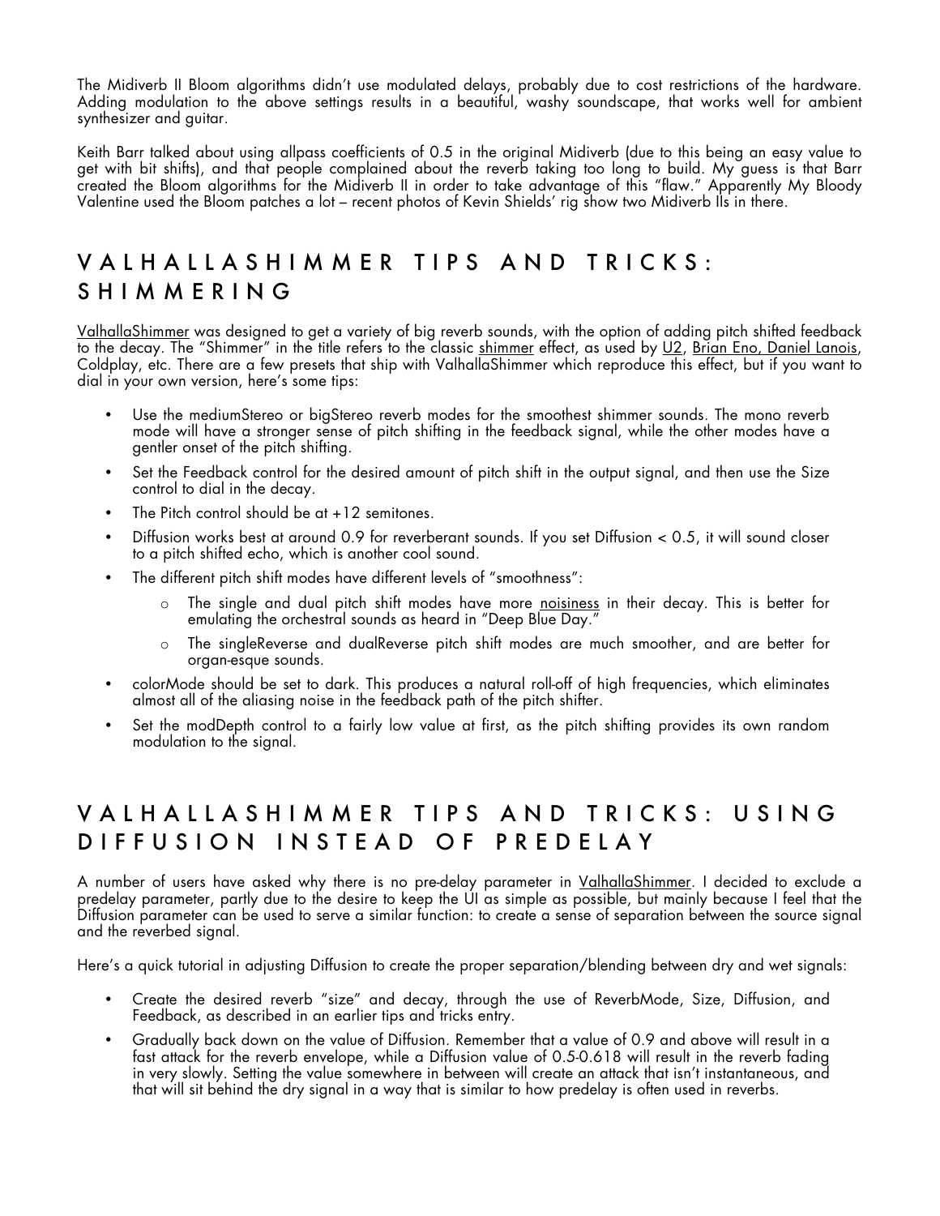The Midiverb II Bloom algorithms didn't use modulated delays, probably due to cost restrictions of the hardware. Adding modulation to the above settings results in a beautiful, washy soundscape, that works well for ambient synthesizer and guitar.

Keith Barr talked about using allpass coefficients of 0.5 in the original Midiverb (due to this being an easy value to get with bit shifts), and that people complained about the reverb taking too long to build. My guess is that Barr created the Bloom algorithms for the Midiverb II in order to take advantage of this "flaw." Apparently My Bloody Valentine used the Bloom patches a lot – recent photos of Kevin Shields' rig show two Midiverb IIs in there.

## VALHALLASHIMMER TIPS AND TRICKS: SHIMMERING

ValhallaShimmer was designed to get a variety of big reverb sounds, with the option of adding pitch shifted feedback to the decay. The "Shimmer" in the title refers to the classic shimmer effect, as used by U2, Brian Eno, Daniel Lanois, Coldplay, etc. There are a few presets that ship with ValhallaShimmer which reproduce this effect, but if you want to dial in your own version, here's some tips:

- Use the mediumStereo or bigStereo reverb modes for the smoothest shimmer sounds. The mono reverb mode will have a stronger sense of pitch shifting in the feedback signal, while the other modes have a gentler onset of the pitch shifting.
- Set the Feedback control for the desired amount of pitch shift in the output signal, and then use the Size control to dial in the decay.
- The Pitch control should be at +12 semitones.
- Diffusion works best at around 0.9 for reverberant sounds. If you set Diffusion < 0.5, it will sound closer to a pitch shifted echo, which is another cool sound.
- The different pitch shift modes have different levels of "smoothness":
  - The single and dual pitch shift modes have more noisiness in their decay. This is better for emulating the orchestral sounds as heard in "Deep Blue Day."
  - The singleReverse and dualReverse pitch shift modes are much smoother, and are better for organ-esque sounds.
- colorMode should be set to dark. This produces a natural roll-off of high frequencies, which eliminates almost all of the aliasing noise in the feedback path of the pitch shifter.
- Set the modDepth control to a fairly low value at first, as the pitch shifting provides its own random modulation to the signal.

## VALHALLASHIMMER TIPS AND TRICKS: USING DIFFUSION INSTEAD OF PREDELAY

A number of users have asked why there is no pre-delay parameter in ValhallaShimmer. I decided to exclude a predelay parameter, partly due to the desire to keep the UI as simple as possible, but mainly because I feel that the Diffusion parameter can be used to serve a similar function: to create a sense of separation between the source signal and the reverbed signal.

Here's a quick tutorial in adjusting Diffusion to create the proper separation/blending between dry and wet signals:

- Create the desired reverb "size" and decay, through the use of ReverbMode, Size, Diffusion, and Feedback, as described in an earlier tips and tricks entry.
- Gradually back down on the value of Diffusion. Remember that a value of 0.9 and above will result in a fast attack for the reverb envelope, while a Diffusion value of 0.5-0.618 will result in the reverb fading in very slowly. Setting the value somewhere in between will create an attack that isn't instantaneous, and that will sit behind the dry signal in a way that is similar to how predelay is often used in reverbs.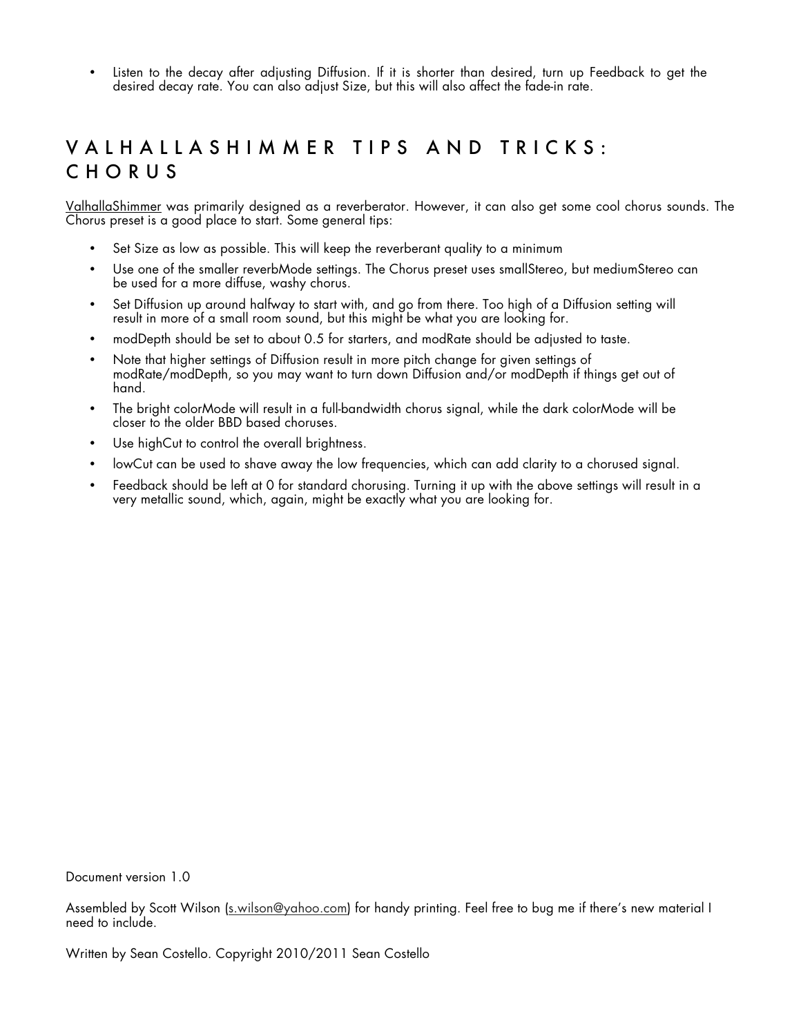- Listen to the decay after adjusting Diffusion. If it is shorter than desired, turn up Feedback to get the desired decay rate. You can also adjust Size, but this will also affect the fade-in rate.

# VALHALLASHIMMER TIPS AND TRICKS: CHORUS

ValhallaShimmer was primarily designed as a reverberator. However, it can also get some cool chorus sounds. The Chorus preset is a good place to start. Some general tips:

- Set Size as low as possible. This will keep the reverberant quality to a minimum
- Use one of the smaller reverbMode settings. The Chorus preset uses smallStereo, but mediumStereo can be used for a more diffuse, washy chorus.
- Set Diffusion up around halfway to start with, and go from there. Too high of a Diffusion setting will result in more of a small room sound, but this might be what you are looking for.
- modDepth should be set to about 0.5 for starters, and modRate should be adjusted to taste.
- Note that higher settings of Diffusion result in more pitch change for given settings of modRate/modDepth, so you may want to turn down Diffusion and/or modDepth if things get out of hand.
- The bright colorMode will result in a full-bandwidth chorus signal, while the dark colorMode will be closer to the older BBD based choruses.
- Use highCut to control the overall brightness.
- lowCut can be used to shave away the low frequencies, which can add clarity to a chorused signal.
- Feedback should be left at 0 for standard chorusing. Turning it up with the above settings will result in a very metallic sound, which, again, might be exactly what you are looking for.

Document version 1.0

Assembled by Scott Wilson (s.wilson@yahoo.com) for handy printing. Feel free to bug me if there's new material I need to include.

Written by Sean Costello. Copyright 2010/2011 Sean Costello